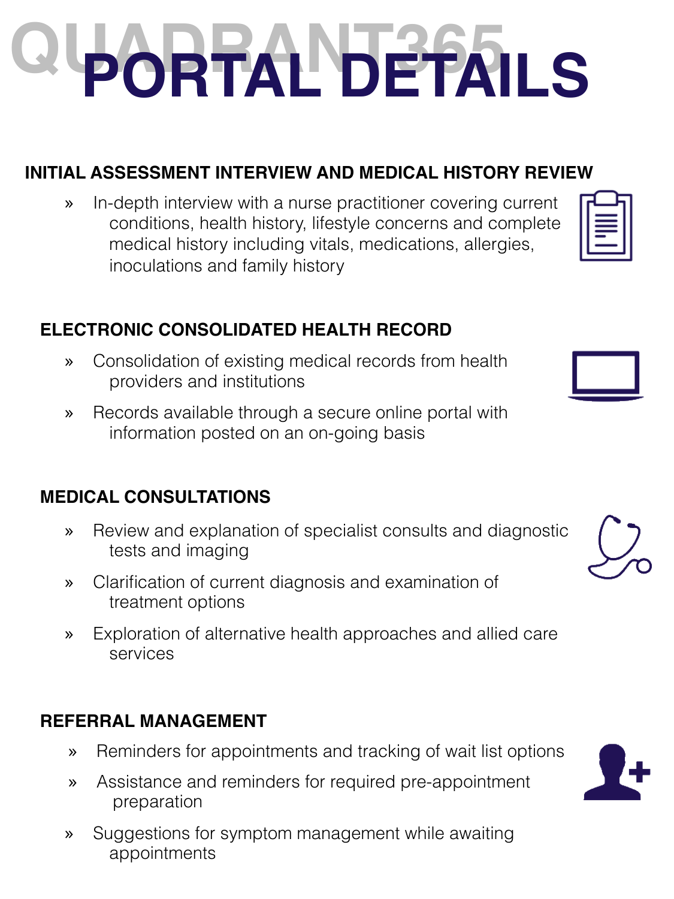# QUADRANT365 PORTAL DETAILS

## INITIAL ASSESSMENT INTERVIEW AND MEDICAL HISTORY REVIEW

» In-depth interview with a nurse practitioner covering current conditions, health history, lifestyle concerns and complete medical history including vitals, medications, allergies, inoculations and family history

## ELECTRONIC CONSOLIDATED HEALTH RECORD

» Consolidation of existing medical records from health providers and institutions

» Records available through a secure online portal with information posted on an on-going basis

## MEDICAL CONSULTATIONS

» Review and explanation of specialist consults and diagnostic tests and imaging

» Clarification of current diagnosis and examination of treatment options

» Exploration of alternative health approaches and allied care services

## REFERRAL MANAGEMENT

» Reminders for appointments and tracking of wait list options

» Assistance and reminders for required pre-appointment preparation

» Suggestions for symptom management while awaiting appointments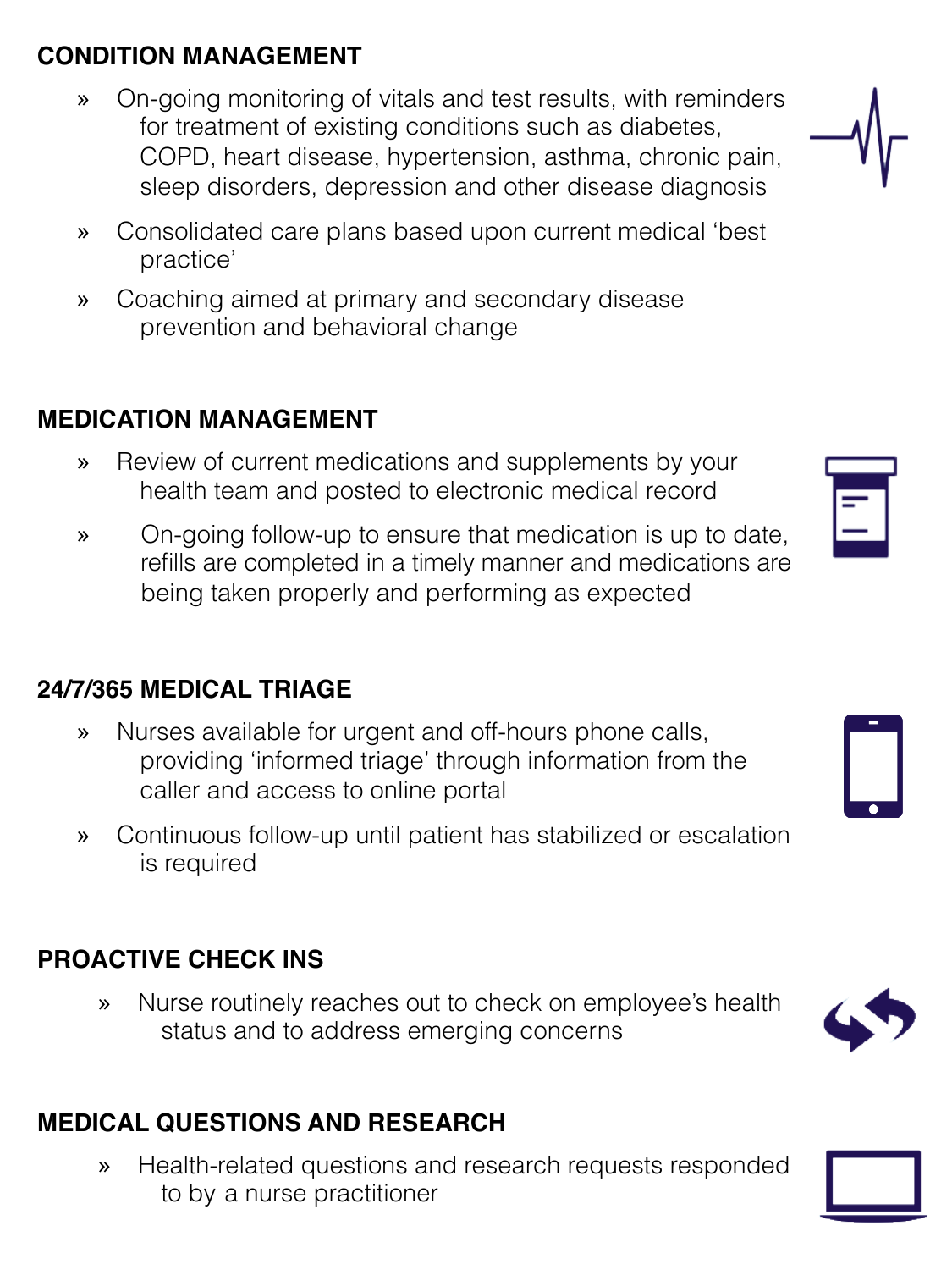## CONDITION MANAGEMENT

- On-going monitoring of vitals and test results, with reminders for treatment of existing conditions such as diabetes, COPD, heart disease, hypertension, asthma, chronic pain, sleep disorders, depression and other disease diagnosis
- Consolidated care plans based upon current medical 'best practice'
- Coaching aimed at primary and secondary disease prevention and behavioral change

## MEDICATION MANAGEMENT

- Review of current medications and supplements by your health team and posted to electronic medical record
- On-going follow-up to ensure that medication is up to date, refills are completed in a timely manner and medications are being taken properly and performing as expected

## 24/7/365 MEDICAL TRIAGE

- Nurses available for urgent and off-hours phone calls, providing 'informed triage' through information from the caller and access to online portal
- Continuous follow-up until patient has stabilized or escalation is required

## PROACTIVE CHECK INS

- Nurse routinely reaches out to check on employee's health status and to address emerging concerns

## MEDICAL QUESTIONS AND RESEARCH

- Health-related questions and research requests responded to by a nurse practitioner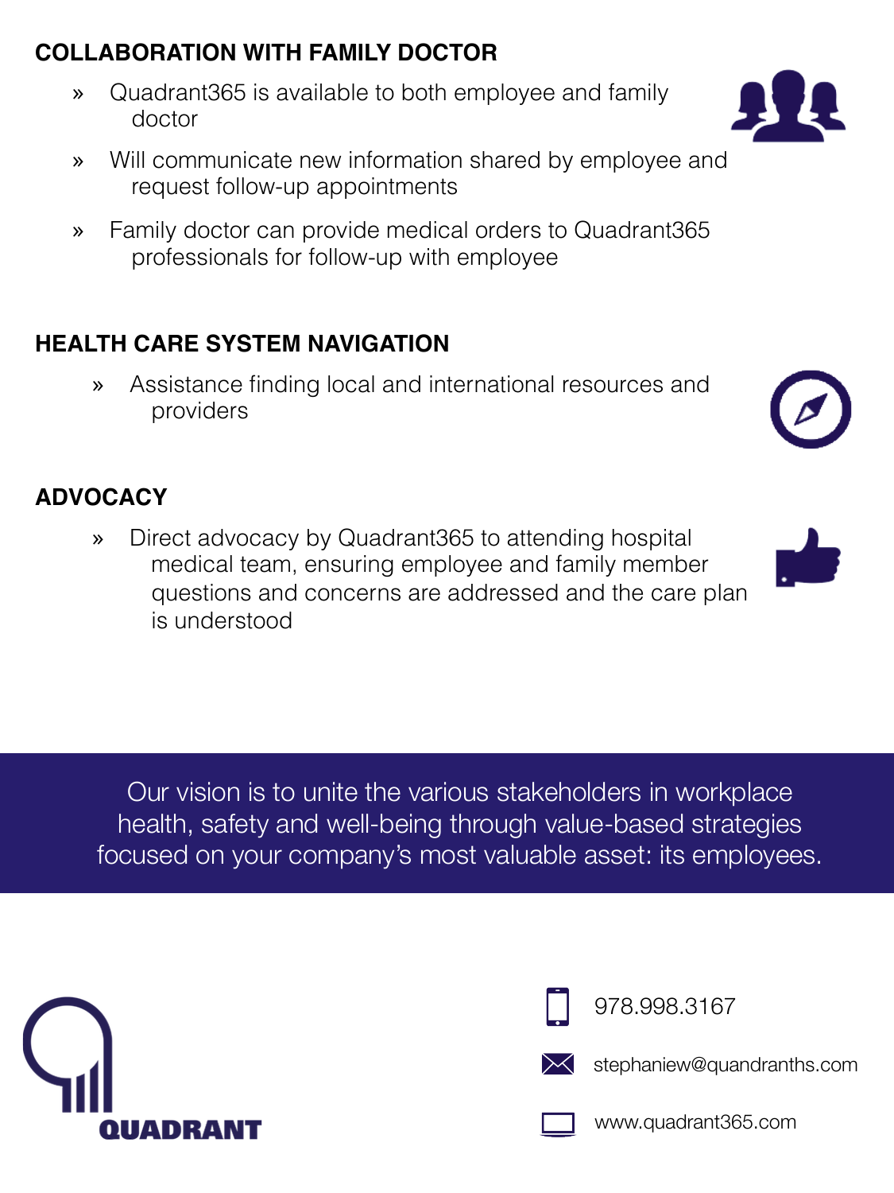## COLLABORATION WITH FAMILY DOCTOR

- Quadrant365 is available to both employee and family doctor
- Will communicate new information shared by employee and request follow-up appointments
- Family doctor can provide medical orders to Quadrant365 professionals for follow-up with employee

## HEALTH CARE SYSTEM NAVIGATION

- Assistance finding local and international resources and providers

## ADVOCACY

- Direct advocacy by Quadrant365 to attending hospital medical team, ensuring employee and family member questions and concerns are addressed and the care plan is understood

Our vision is to unite the various stakeholders in workplace health, safety and well-being through value-based strategies focused on your company's most valuable asset: its employees.

QUADRANT

978.998.3167

stephaniew@quandranths.com

www.quadrant365.com